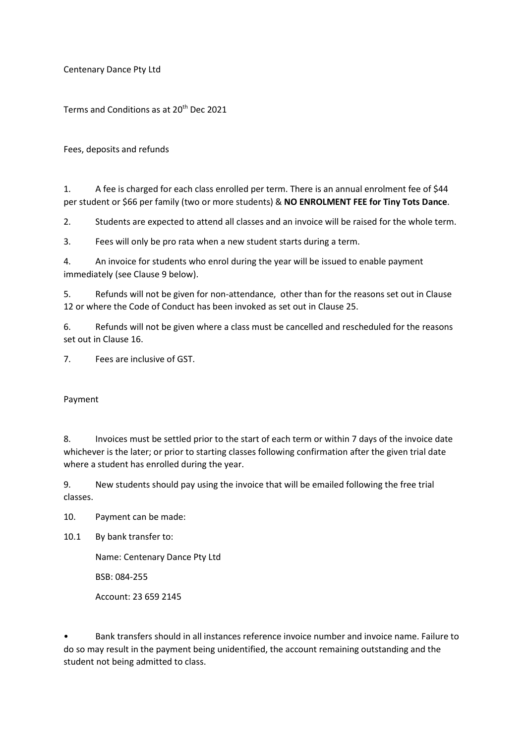Centenary Dance Pty Ltd

Terms and Conditions as at 20th Dec 2021

Fees, deposits and refunds

1. A fee is charged for each class enrolled per term. There is an annual enrolment fee of $44 per student or $66 per family (two or more students) & **NO ENROLMENT FEE for Tiny Tots Dance**.

2. Students are expected to attend all classes and an invoice will be raised for the whole term.

3. Fees will only be pro rata when a new student starts during a term.

4. An invoice for students who enrol during the year will be issued to enable payment immediately (see Clause 9 below).

5. Refunds will not be given for non-attendance, other than for the reasons set out in Clause 12 or where the Code of Conduct has been invoked as set out in Clause 25.

6. Refunds will not be given where a class must be cancelled and rescheduled for the reasons set out in Clause 16.

7. Fees are inclusive of GST.

Payment

8. Invoices must be settled prior to the start of each term or within 7 days of the invoice date whichever is the later; or prior to starting classes following confirmation after the given trial date where a student has enrolled during the year.

9. New students should pay using the invoice that will be emailed following the free trial classes.

10. Payment can be made:

10.1 By bank transfer to:

Name: Centenary Dance Pty Ltd

BSB: 084-255

Account: 23 659 2145

- Bank transfers should in all instances reference invoice number and invoice name. Failure to do so may result in the payment being unidentified, the account remaining outstanding and the student not being admitted to class.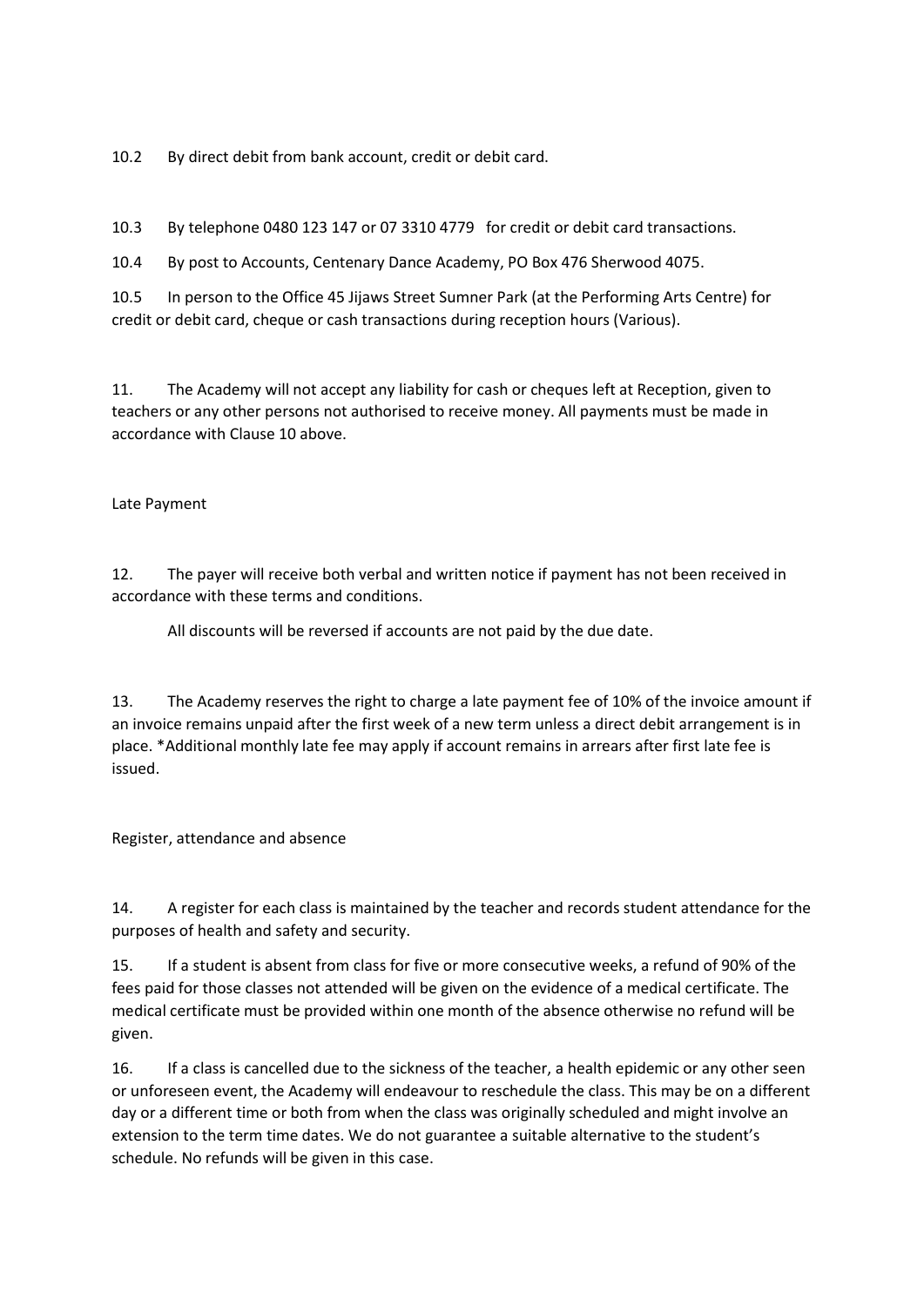10.2 By direct debit from bank account, credit or debit card.

10.3 By telephone 0480 123 147 or 07 3310 4779 for credit or debit card transactions.

10.4 By post to Accounts, Centenary Dance Academy, PO Box 476 Sherwood 4075.

10.5 In person to the Office 45 Jijaws Street Sumner Park (at the Performing Arts Centre) for credit or debit card, cheque or cash transactions during reception hours (Various).

11. The Academy will not accept any liability for cash or cheques left at Reception, given to teachers or any other persons not authorised to receive money. All payments must be made in accordance with Clause 10 above.

Late Payment

12. The payer will receive both verbal and written notice if payment has not been received in accordance with these terms and conditions.

All discounts will be reversed if accounts are not paid by the due date.

13. The Academy reserves the right to charge a late payment fee of 10% of the invoice amount if an invoice remains unpaid after the first week of a new term unless a direct debit arrangement is in place. *Additional monthly late fee may apply if account remains in arrears after first late fee is issued.

Register, attendance and absence

14. A register for each class is maintained by the teacher and records student attendance for the purposes of health and safety and security.

15. If a student is absent from class for five or more consecutive weeks, a refund of 90% of the fees paid for those classes not attended will be given on the evidence of a medical certificate. The medical certificate must be provided within one month of the absence otherwise no refund will be given.

16. If a class is cancelled due to the sickness of the teacher, a health epidemic or any other seen or unforeseen event, the Academy will endeavour to reschedule the class. This may be on a different day or a different time or both from when the class was originally scheduled and might involve an extension to the term time dates. We do not guarantee a suitable alternative to the student's schedule. No refunds will be given in this case.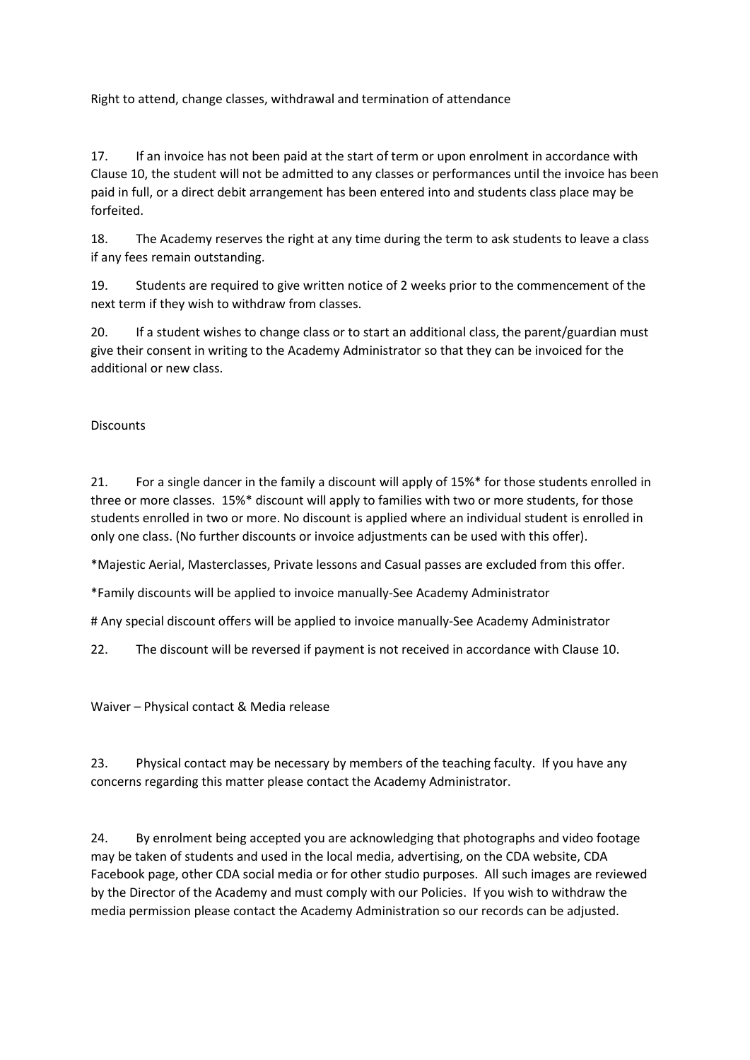## Right to attend, change classes, withdrawal and termination of attendance

17. If an invoice has not been paid at the start of term or upon enrolment in accordance with Clause 10, the student will not be admitted to any classes or performances until the invoice has been paid in full, or a direct debit arrangement has been entered into and students class place may be forfeited.

18. The Academy reserves the right at any time during the term to ask students to leave a class if any fees remain outstanding.

19. Students are required to give written notice of 2 weeks prior to the commencement of the next term if they wish to withdraw from classes.

20. If a student wishes to change class or to start an additional class, the parent/guardian must give their consent in writing to the Academy Administrator so that they can be invoiced for the additional or new class.

## Discounts

21. For a single dancer in the family a discount will apply of 15%* for those students enrolled in three or more classes. 15%* discount will apply to families with two or more students, for those students enrolled in two or more. No discount is applied where an individual student is enrolled in only one class. (No further discounts or invoice adjustments can be used with this offer).

*Majestic Aerial, Masterclasses, Private lessons and Casual passes are excluded from this offer.

*Family discounts will be applied to invoice manually-See Academy Administrator

# Any special discount offers will be applied to invoice manually-See Academy Administrator

22. The discount will be reversed if payment is not received in accordance with Clause 10.

## Waiver – Physical contact & Media release

23. Physical contact may be necessary by members of the teaching faculty. If you have any concerns regarding this matter please contact the Academy Administrator.

24. By enrolment being accepted you are acknowledging that photographs and video footage may be taken of students and used in the local media, advertising, on the CDA website, CDA Facebook page, other CDA social media or for other studio purposes. All such images are reviewed by the Director of the Academy and must comply with our Policies. If you wish to withdraw the media permission please contact the Academy Administration so our records can be adjusted.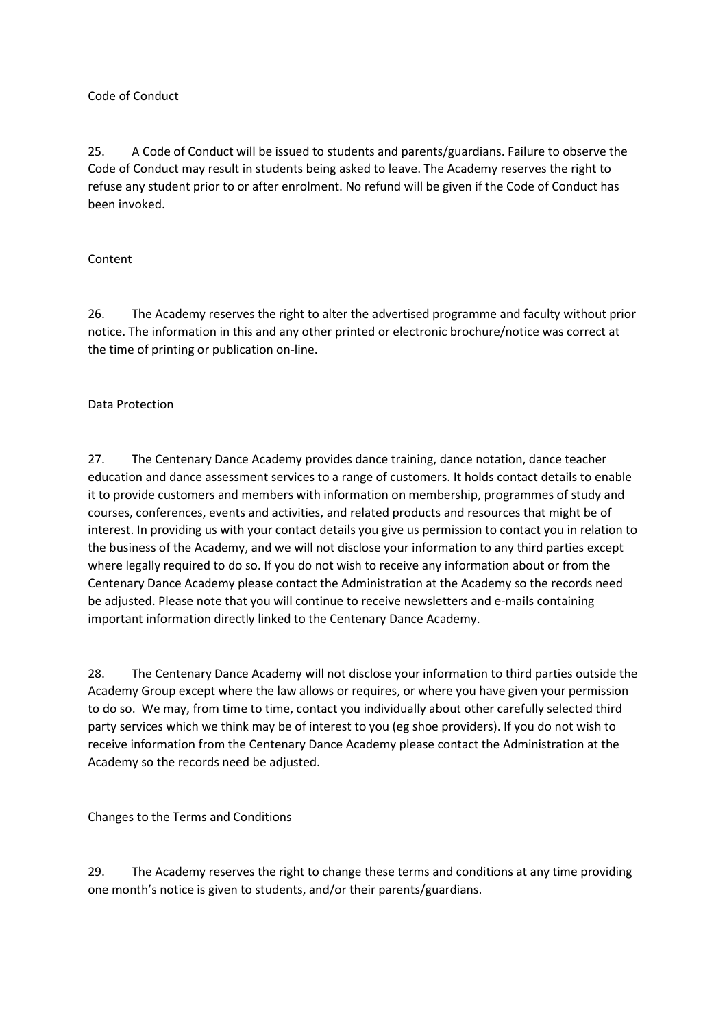## Code of Conduct

25. A Code of Conduct will be issued to students and parents/guardians. Failure to observe the Code of Conduct may result in students being asked to leave. The Academy reserves the right to refuse any student prior to or after enrolment. No refund will be given if the Code of Conduct has been invoked.

## Content

26. The Academy reserves the right to alter the advertised programme and faculty without prior notice. The information in this and any other printed or electronic brochure/notice was correct at the time of printing or publication on-line.

## Data Protection

27. The Centenary Dance Academy provides dance training, dance notation, dance teacher education and dance assessment services to a range of customers. It holds contact details to enable it to provide customers and members with information on membership, programmes of study and courses, conferences, events and activities, and related products and resources that might be of interest. In providing us with your contact details you give us permission to contact you in relation to the business of the Academy, and we will not disclose your information to any third parties except where legally required to do so. If you do not wish to receive any information about or from the Centenary Dance Academy please contact the Administration at the Academy so the records need be adjusted. Please note that you will continue to receive newsletters and e-mails containing important information directly linked to the Centenary Dance Academy.

28. The Centenary Dance Academy will not disclose your information to third parties outside the Academy Group except where the law allows or requires, or where you have given your permission to do so. We may, from time to time, contact you individually about other carefully selected third party services which we think may be of interest to you (eg shoe providers). If you do not wish to receive information from the Centenary Dance Academy please contact the Administration at the Academy so the records need be adjusted.

## Changes to the Terms and Conditions

29. The Academy reserves the right to change these terms and conditions at any time providing one month's notice is given to students, and/or their parents/guardians.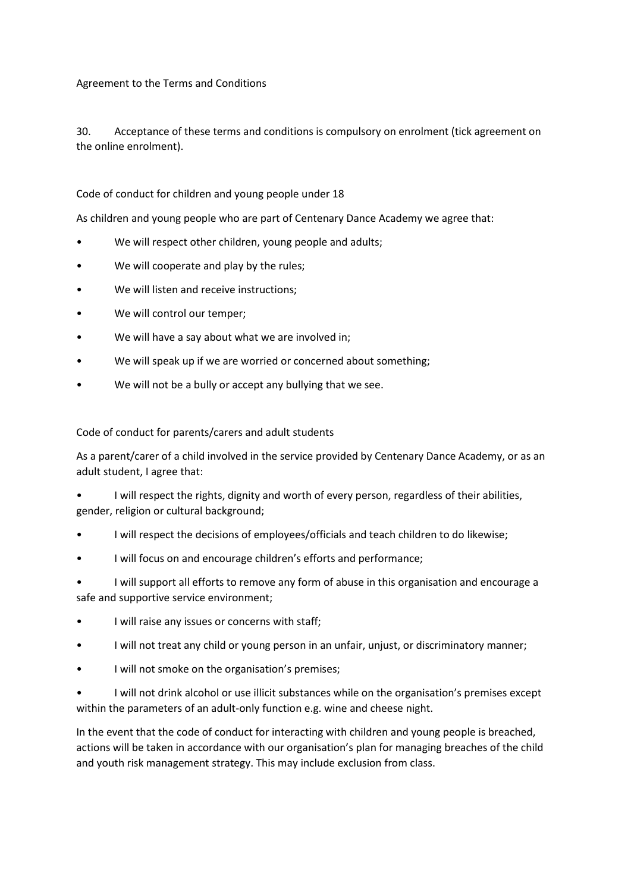## Agreement to the Terms and Conditions

30. Acceptance of these terms and conditions is compulsory on enrolment (tick agreement on the online enrolment).

## Code of conduct for children and young people under 18

As children and young people who are part of Centenary Dance Academy we agree that:

- We will respect other children, young people and adults;
- We will cooperate and play by the rules;
- We will listen and receive instructions;
- We will control our temper;
- We will have a say about what we are involved in;
- We will speak up if we are worried or concerned about something;
- We will not be a bully or accept any bullying that we see.

## Code of conduct for parents/carers and adult students

As a parent/carer of a child involved in the service provided by Centenary Dance Academy, or as an adult student, I agree that:

- I will respect the rights, dignity and worth of every person, regardless of their abilities, gender, religion or cultural background;
- I will respect the decisions of employees/officials and teach children to do likewise;
- I will focus on and encourage children's efforts and performance;
- I will support all efforts to remove any form of abuse in this organisation and encourage a safe and supportive service environment;
- I will raise any issues or concerns with staff;
- I will not treat any child or young person in an unfair, unjust, or discriminatory manner;
- I will not smoke on the organisation's premises;
- I will not drink alcohol or use illicit substances while on the organisation's premises except within the parameters of an adult-only function e.g. wine and cheese night.

In the event that the code of conduct for interacting with children and young people is breached, actions will be taken in accordance with our organisation's plan for managing breaches of the child and youth risk management strategy. This may include exclusion from class.